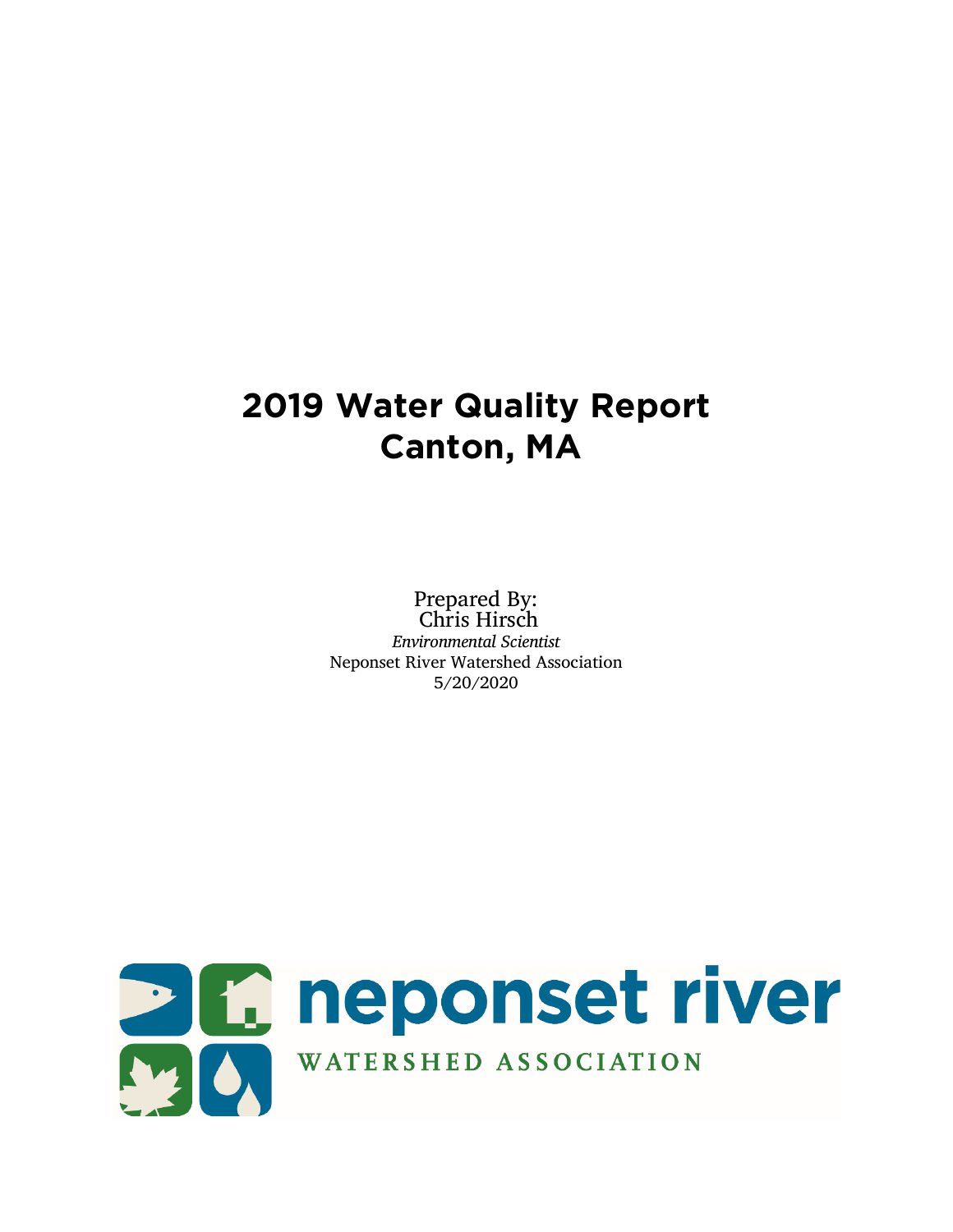# 2019 Water Quality Report
# Canton, MA

Prepared By:
Chris Hirsch
*Environmental Scientist*
Neponset River Watershed Association
5/20/2020

neponset river
WATERSHED ASSOCIATION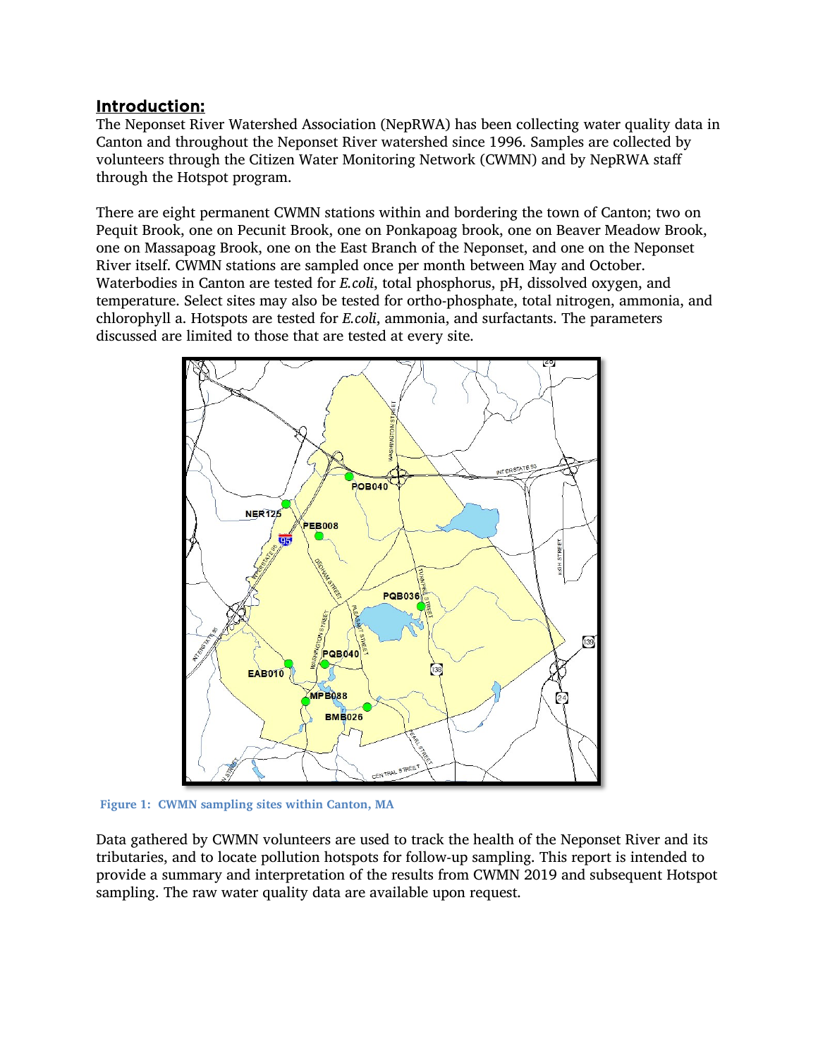## Introduction:

The Neponset River Watershed Association (NepRWA) has been collecting water quality data in Canton and throughout the Neponset River watershed since 1996. Samples are collected by volunteers through the Citizen Water Monitoring Network (CWMN) and by NepRWA staff through the Hotspot program.

There are eight permanent CWMN stations within and bordering the town of Canton; two on Pequit Brook, one on Pecunit Brook, one on Ponkapoag brook, one on Beaver Meadow Brook, one on Massapoag Brook, one on the East Branch of the Neponset, and one on the Neponset River itself. CWMN stations are sampled once per month between May and October. Waterbodies in Canton are tested for *E.coli*, total phosphorus, pH, dissolved oxygen, and temperature. Select sites may also be tested for ortho-phosphate, total nitrogen, ammonia, and chlorophyll a. Hotspots are tested for *E.coli*, ammonia, and surfactants. The parameters discussed are limited to those that are tested at every site.

Figure 1: CWMN sampling sites within Canton, MA

Data gathered by CWMN volunteers are used to track the health of the Neponset River and its tributaries, and to locate pollution hotspots for follow-up sampling. This report is intended to provide a summary and interpretation of the results from CWMN 2019 and subsequent Hotspot sampling. The raw water quality data are available upon request.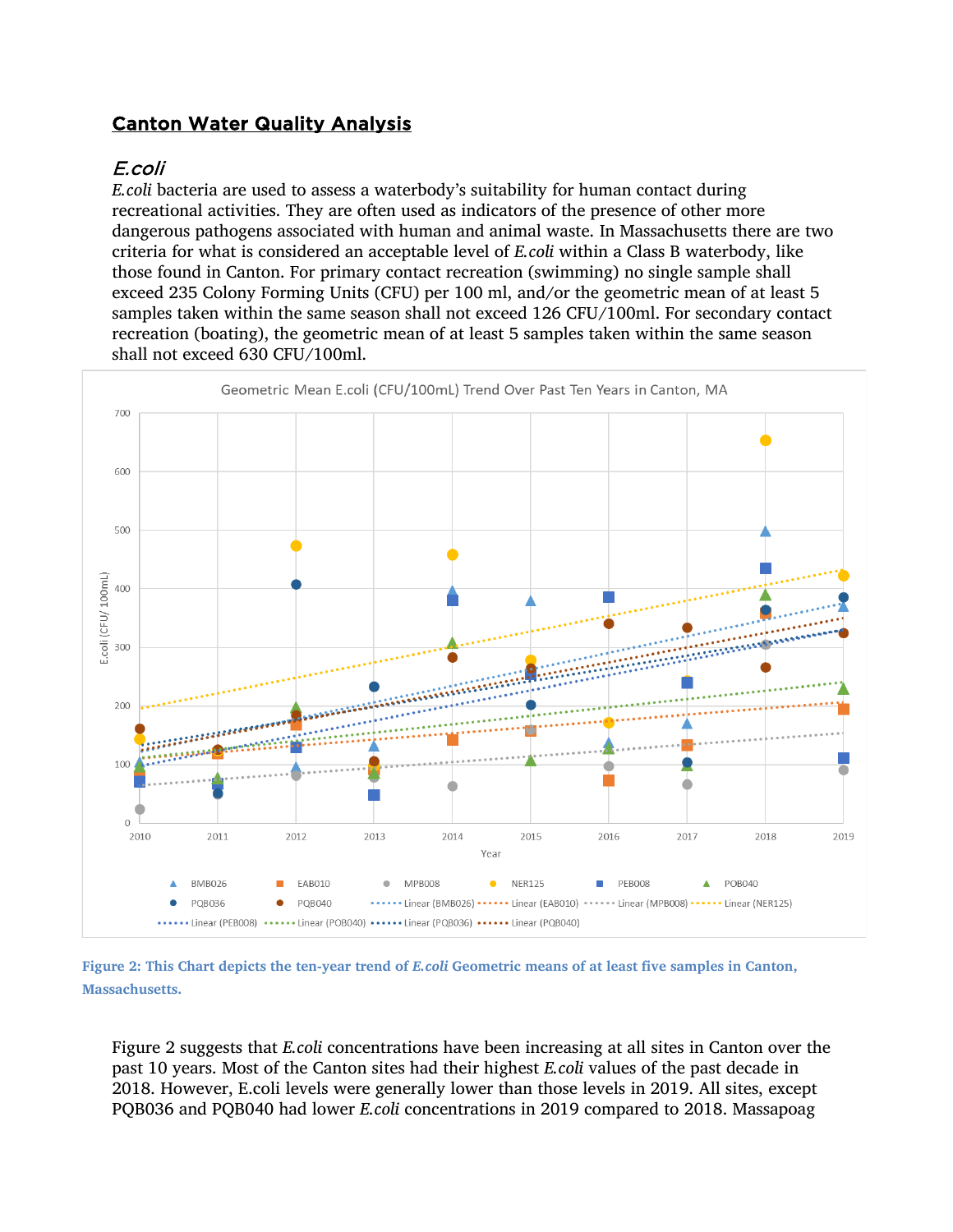## Canton Water Quality Analysis

### *E.coli*

*E.coli* bacteria are used to assess a waterbody's suitability for human contact during recreational activities. They are often used as indicators of the presence of other more dangerous pathogens associated with human and animal waste. In Massachusetts there are two criteria for what is considered an acceptable level of *E.coli* within a Class B waterbody, like those found in Canton. For primary contact recreation (swimming) no single sample shall exceed 235 Colony Forming Units (CFU) per 100 ml, and/or the geometric mean of at least 5 samples taken within the same season shall not exceed 126 CFU/100ml. For secondary contact recreation (boating), the geometric mean of at least 5 samples taken within the same season shall not exceed 630 CFU/100ml.

**Figure 2: This Chart depicts the ten-year trend of *E.coli* Geometric means of at least five samples in Canton, Massachusetts.**

Figure 2 suggests that *E.coli* concentrations have been increasing at all sites in Canton over the past 10 years. Most of the Canton sites had their highest *E.coli* values of the past decade in 2018. However, E.coli levels were generally lower than those levels in 2019. All sites, except PQB036 and PQB040 had lower *E.coli* concentrations in 2019 compared to 2018. Massapoag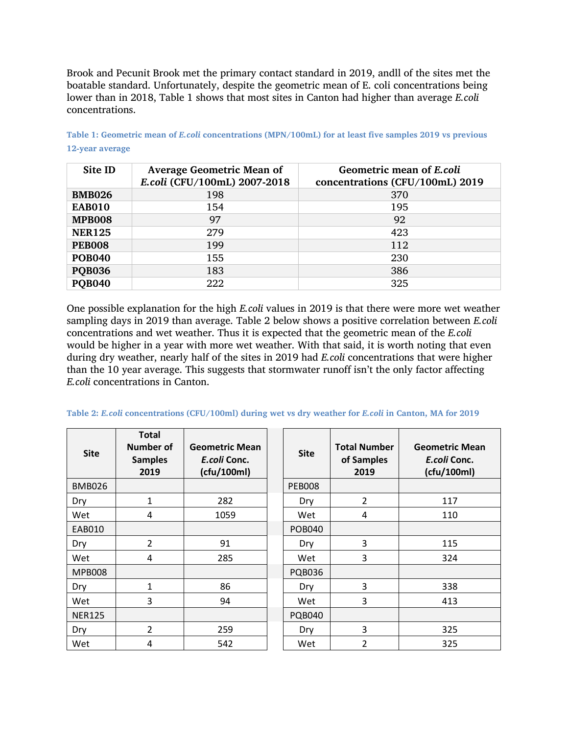Brook and Pecunit Brook met the primary contact standard in 2019, andll of the sites met the boatable standard. Unfortunately, despite the geometric mean of E. coli concentrations being lower than in 2018, Table 1 shows that most sites in Canton had higher than average *E.coli* concentrations.

**Table 1: Geometric mean of *E.coli* concentrations (MPN/100mL) for at least five samples 2019 vs previous 12-year average**

| Site ID | Average Geometric Mean of *E.coli* (CFU/100mL) 2007-2018 | Geometric mean of *E.coli* concentrations (CFU/100mL) 2019 |
|---|---|---|
| **BMB026** | 198 | 370 |
| **EAB010** | 154 | 195 |
| **MPB008** | 97 | 92 |
| **NER125** | 279 | 423 |
| **PEB008** | 199 | 112 |
| **POB040** | 155 | 230 |
| **PQB036** | 183 | 386 |
| **PQB040** | 222 | 325 |

One possible explanation for the high *E.coli* values in 2019 is that there were more wet weather sampling days in 2019 than average. Table 2 below shows a positive correlation between *E.coli* concentrations and wet weather. Thus it is expected that the geometric mean of the *E.coli* would be higher in a year with more wet weather. With that said, it is worth noting that even during dry weather, nearly half of the sites in 2019 had *E.coli* concentrations that were higher than the 10 year average. This suggests that stormwater runoff isn't the only factor affecting *E.coli* concentrations in Canton.

**Table 2: *E.coli* concentrations (CFU/100ml) during wet vs dry weather for *E.coli* in Canton, MA for 2019**

| Site | Total Number of Samples 2019 | Geometric Mean *E.coli* Conc. (cfu/100ml) |
|---|---|---|
| BMB026 | | |
| Dry | 1 | 282 |
| Wet | 4 | 1059 |
| EAB010 | | |
| Dry | 2 | 91 |
| Wet | 4 | 285 |
| MPB008 | | |
| Dry | 1 | 86 |
| Wet | 3 | 94 |
| NER125 | | |
| Dry | 2 | 259 |
| Wet | 4 | 542 |
| PEB008 | | |
| Dry | 2 | 117 |
| Wet | 4 | 110 |
| POB040 | | |
| Dry | 3 | 115 |
| Wet | 3 | 324 |
| PQB036 | | |
| Dry | 3 | 338 |
| Wet | 3 | 413 |
| PQB040 | | |
| Dry | 3 | 325 |
| Wet | 2 | 325 |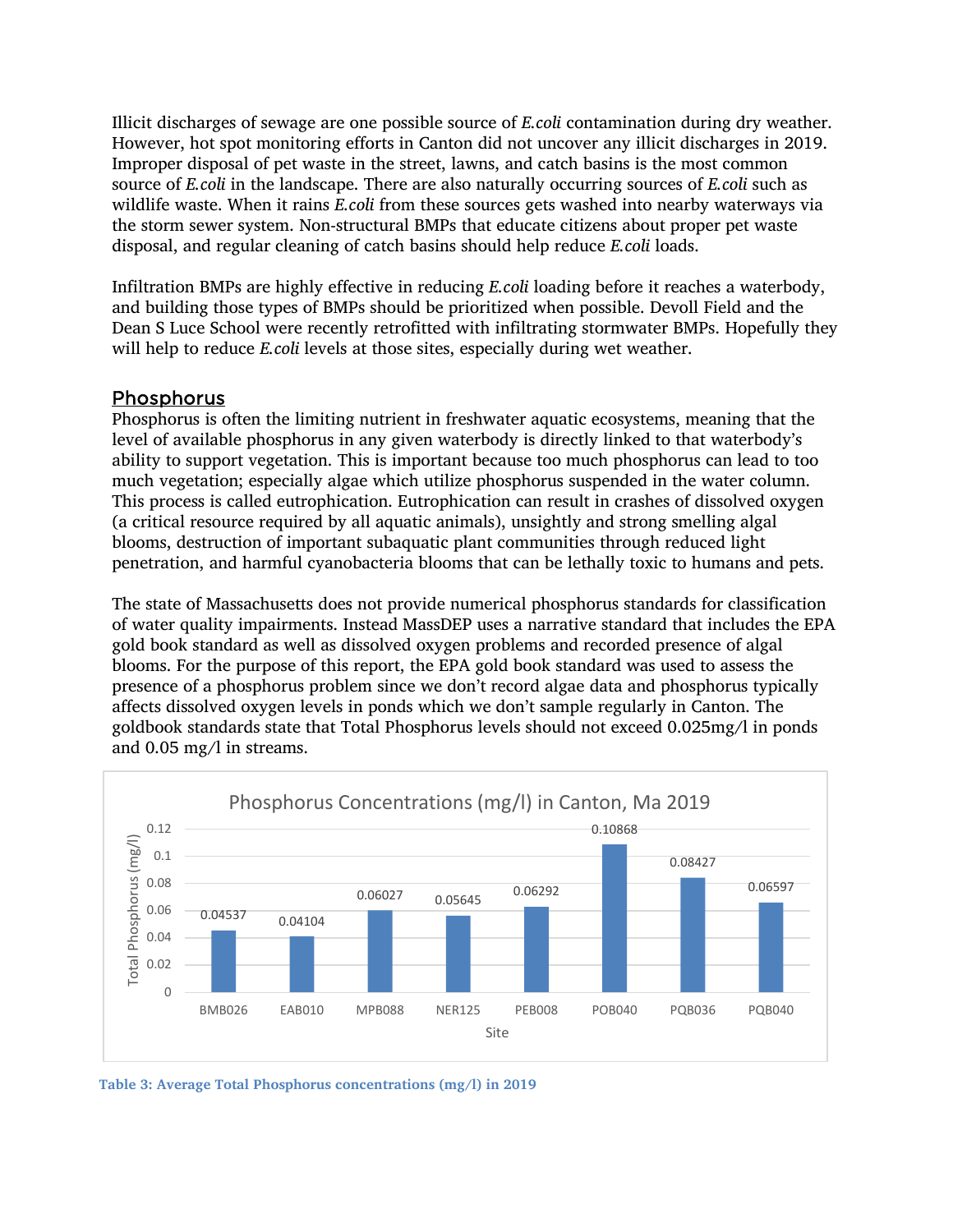Illicit discharges of sewage are one possible source of *E.coli* contamination during dry weather. However, hot spot monitoring efforts in Canton did not uncover any illicit discharges in 2019. Improper disposal of pet waste in the street, lawns, and catch basins is the most common source of *E.coli* in the landscape. There are also naturally occurring sources of *E.coli* such as wildlife waste. When it rains *E.coli* from these sources gets washed into nearby waterways via the storm sewer system. Non-structural BMPs that educate citizens about proper pet waste disposal, and regular cleaning of catch basins should help reduce *E.coli* loads.

Infiltration BMPs are highly effective in reducing *E.coli* loading before it reaches a waterbody, and building those types of BMPs should be prioritized when possible. Devoll Field and the Dean S Luce School were recently retrofitted with infiltrating stormwater BMPs. Hopefully they will help to reduce *E.coli* levels at those sites, especially during wet weather.

## Phosphorus

Phosphorus is often the limiting nutrient in freshwater aquatic ecosystems, meaning that the level of available phosphorus in any given waterbody is directly linked to that waterbody's ability to support vegetation. This is important because too much phosphorus can lead to too much vegetation; especially algae which utilize phosphorus suspended in the water column. This process is called eutrophication. Eutrophication can result in crashes of dissolved oxygen (a critical resource required by all aquatic animals), unsightly and strong smelling algal blooms, destruction of important subaquatic plant communities through reduced light penetration, and harmful cyanobacteria blooms that can be lethally toxic to humans and pets.

The state of Massachusetts does not provide numerical phosphorus standards for classification of water quality impairments. Instead MassDEP uses a narrative standard that includes the EPA gold book standard as well as dissolved oxygen problems and recorded presence of algal blooms. For the purpose of this report, the EPA gold book standard was used to assess the presence of a phosphorus problem since we don't record algae data and phosphorus typically affects dissolved oxygen levels in ponds which we don't sample regularly in Canton. The goldbook standards state that Total Phosphorus levels should not exceed 0.025mg/l in ponds and 0.05 mg/l in streams.

**Phosphorus Concentrations (mg/l) in Canton, Ma 2019**

| Site | Total Phosphorus (mg/l) |
|---|---|
| BMB026 | 0.04537 |
| EAB010 | 0.04104 |
| MPB088 | 0.06027 |
| NER125 | 0.05645 |
| PEB008 | 0.06292 |
| POB040 | 0.10868 |
| PQB036 | 0.08427 |
| PQB040 | 0.06597 |

**Table 3: Average Total Phosphorus concentrations (mg/l) in 2019**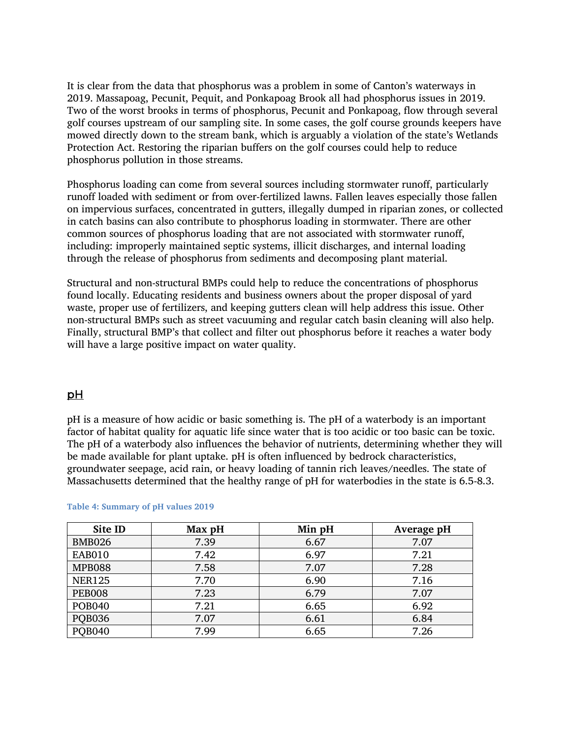It is clear from the data that phosphorus was a problem in some of Canton's waterways in 2019. Massapoag, Pecunit, Pequit, and Ponkapoag Brook all had phosphorus issues in 2019. Two of the worst brooks in terms of phosphorus, Pecunit and Ponkapoag, flow through several golf courses upstream of our sampling site. In some cases, the golf course grounds keepers have mowed directly down to the stream bank, which is arguably a violation of the state's Wetlands Protection Act. Restoring the riparian buffers on the golf courses could help to reduce phosphorus pollution in those streams.

Phosphorus loading can come from several sources including stormwater runoff, particularly runoff loaded with sediment or from over-fertilized lawns. Fallen leaves especially those fallen on impervious surfaces, concentrated in gutters, illegally dumped in riparian zones, or collected in catch basins can also contribute to phosphorus loading in stormwater. There are other common sources of phosphorus loading that are not associated with stormwater runoff, including: improperly maintained septic systems, illicit discharges, and internal loading through the release of phosphorus from sediments and decomposing plant material.

Structural and non-structural BMPs could help to reduce the concentrations of phosphorus found locally. Educating residents and business owners about the proper disposal of yard waste, proper use of fertilizers, and keeping gutters clean will help address this issue. Other non-structural BMPs such as street vacuuming and regular catch basin cleaning will also help. Finally, structural BMP's that collect and filter out phosphorus before it reaches a water body will have a large positive impact on water quality.

## pH

pH is a measure of how acidic or basic something is. The pH of a waterbody is an important factor of habitat quality for aquatic life since water that is too acidic or too basic can be toxic. The pH of a waterbody also influences the behavior of nutrients, determining whether they will be made available for plant uptake. pH is often influenced by bedrock characteristics, groundwater seepage, acid rain, or heavy loading of tannin rich leaves/needles. The state of Massachusetts determined that the healthy range of pH for waterbodies in the state is 6.5-8.3.

**Table 4: Summary of pH values 2019**

| Site ID | Max pH | Min pH | Average pH |
|---|---|---|---|
| BMB026 | 7.39 | 6.67 | 7.07 |
| EAB010 | 7.42 | 6.97 | 7.21 |
| MPB088 | 7.58 | 7.07 | 7.28 |
| NER125 | 7.70 | 6.90 | 7.16 |
| PEB008 | 7.23 | 6.79 | 7.07 |
| POB040 | 7.21 | 6.65 | 6.92 |
| PQB036 | 7.07 | 6.61 | 6.84 |
| PQB040 | 7.99 | 6.65 | 7.26 |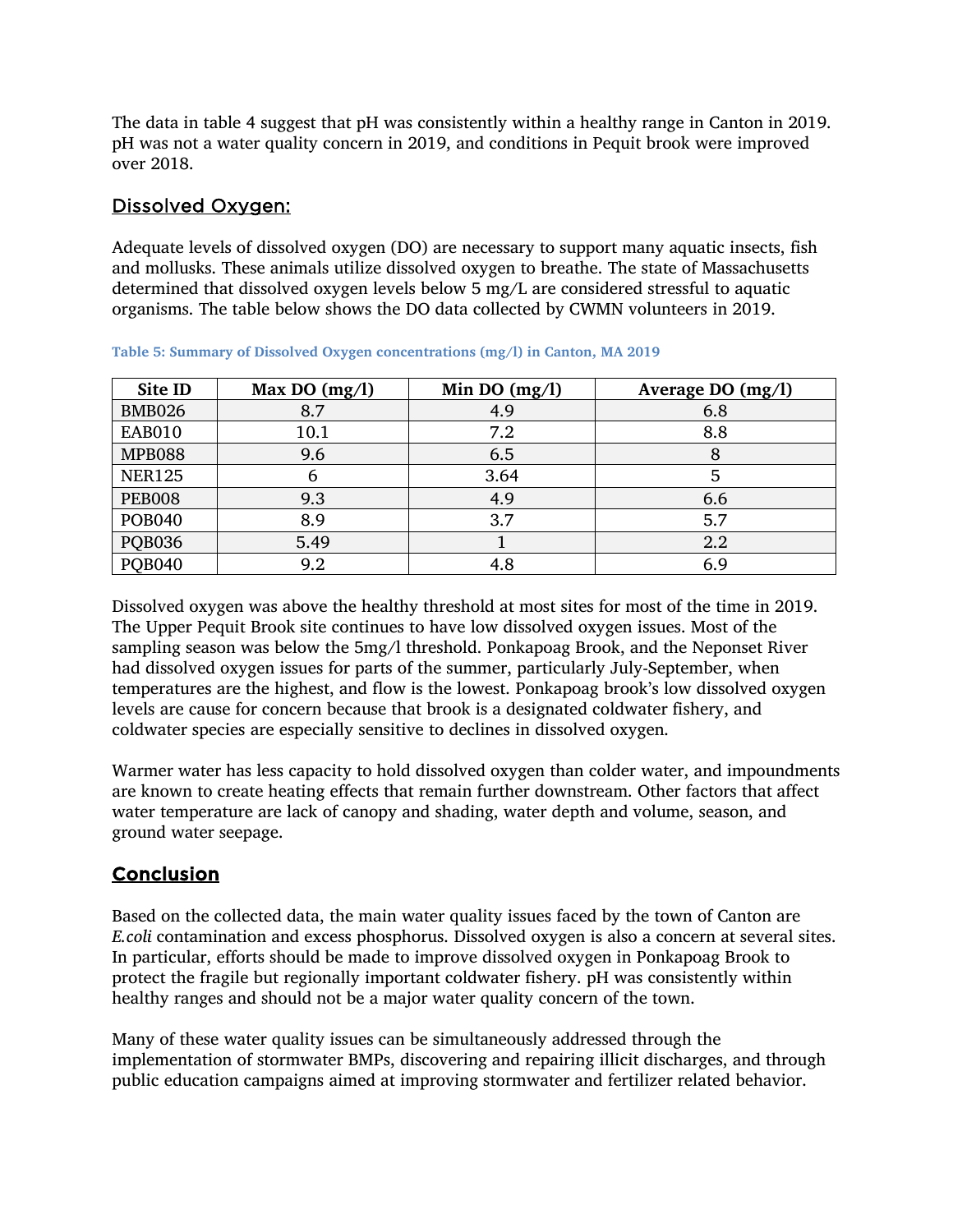The data in table 4 suggest that pH was consistently within a healthy range in Canton in 2019. pH was not a water quality concern in 2019, and conditions in Pequit brook were improved over 2018.

## Dissolved Oxygen:

Adequate levels of dissolved oxygen (DO) are necessary to support many aquatic insects, fish and mollusks. These animals utilize dissolved oxygen to breathe. The state of Massachusetts determined that dissolved oxygen levels below 5 mg/L are considered stressful to aquatic organisms. The table below shows the DO data collected by CWMN volunteers in 2019.

**Table 5: Summary of Dissolved Oxygen concentrations (mg/l) in Canton, MA 2019**

| Site ID | Max DO (mg/l) | Min DO (mg/l) | Average DO (mg/l) |
|---|---|---|---|
| BMB026 | 8.7 | 4.9 | 6.8 |
| EAB010 | 10.1 | 7.2 | 8.8 |
| MPB088 | 9.6 | 6.5 | 8 |
| NER125 | 6 | 3.64 | 5 |
| PEB008 | 9.3 | 4.9 | 6.6 |
| POB040 | 8.9 | 3.7 | 5.7 |
| PQB036 | 5.49 | 1 | 2.2 |
| PQB040 | 9.2 | 4.8 | 6.9 |

Dissolved oxygen was above the healthy threshold at most sites for most of the time in 2019. The Upper Pequit Brook site continues to have low dissolved oxygen issues. Most of the sampling season was below the 5mg/l threshold. Ponkapoag Brook, and the Neponset River had dissolved oxygen issues for parts of the summer, particularly July-September, when temperatures are the highest, and flow is the lowest. Ponkapoag brook's low dissolved oxygen levels are cause for concern because that brook is a designated coldwater fishery, and coldwater species are especially sensitive to declines in dissolved oxygen.

Warmer water has less capacity to hold dissolved oxygen than colder water, and impoundments are known to create heating effects that remain further downstream. Other factors that affect water temperature are lack of canopy and shading, water depth and volume, season, and ground water seepage.

## Conclusion

Based on the collected data, the main water quality issues faced by the town of Canton are *E.coli* contamination and excess phosphorus. Dissolved oxygen is also a concern at several sites. In particular, efforts should be made to improve dissolved oxygen in Ponkapoag Brook to protect the fragile but regionally important coldwater fishery. pH was consistently within healthy ranges and should not be a major water quality concern of the town.

Many of these water quality issues can be simultaneously addressed through the implementation of stormwater BMPs, discovering and repairing illicit discharges, and through public education campaigns aimed at improving stormwater and fertilizer related behavior.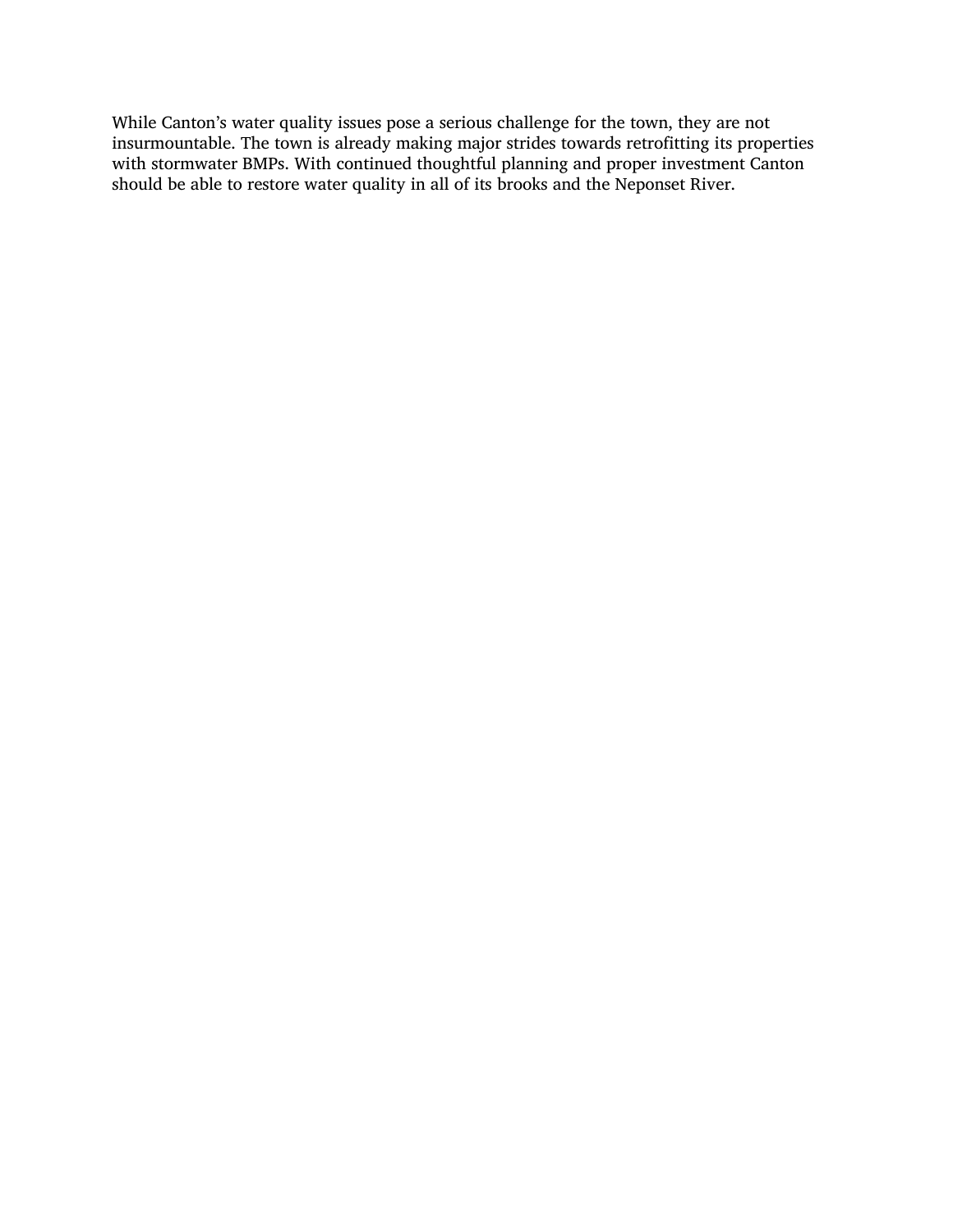While Canton’s water quality issues pose a serious challenge for the town, they are not insurmountable. The town is already making major strides towards retrofitting its properties with stormwater BMPs. With continued thoughtful planning and proper investment Canton should be able to restore water quality in all of its brooks and the Neponset River.